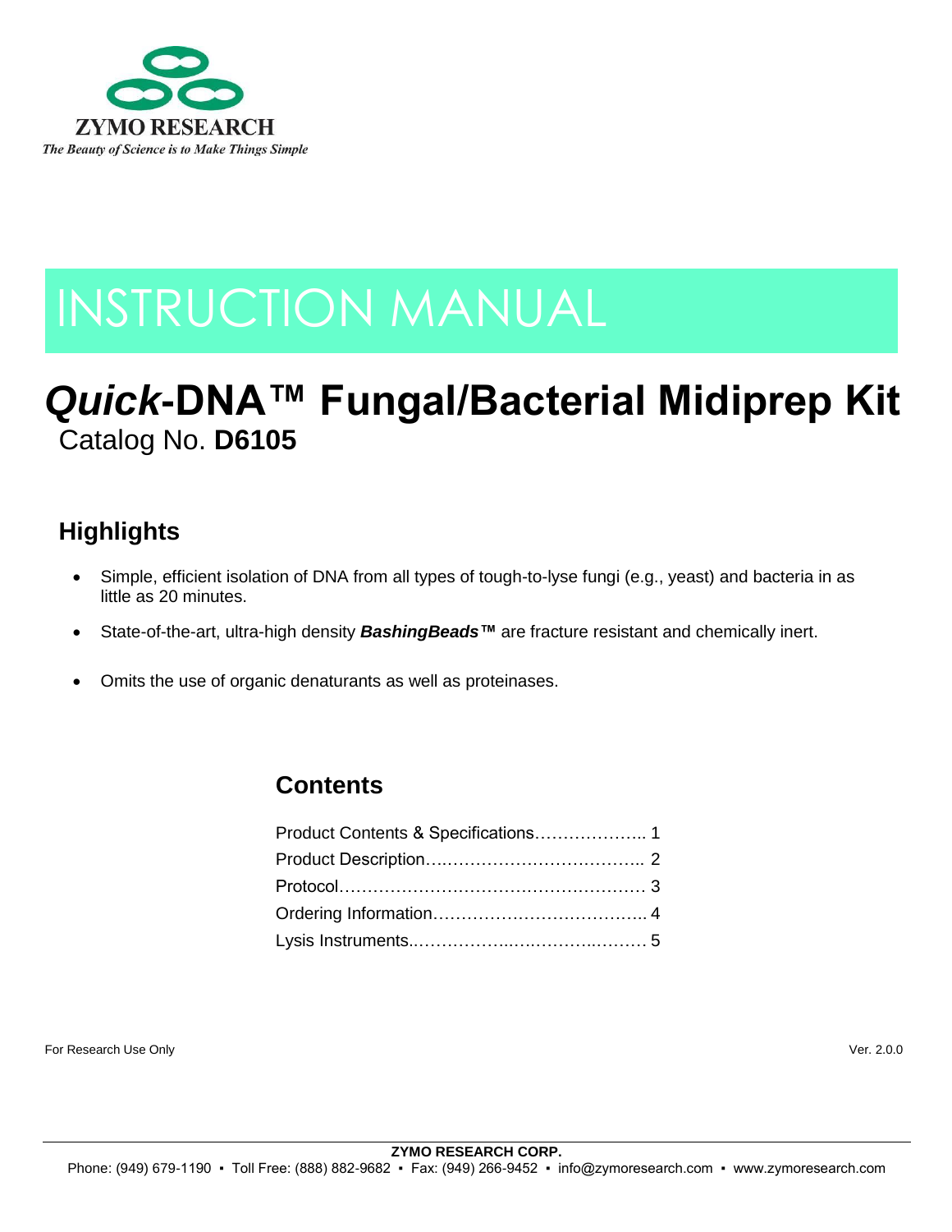ZYMO RESEARCH

*The Beauty of Science is to Make Things Simple*

# INSTRUCTION MANUAL

# *Quick*-DNA™ Fungal/Bacterial Midiprep Kit

Catalog No. **D6105**

## Highlights

- Simple, efficient isolation of DNA from all types of tough-to-lyse fungi (e.g., yeast) and bacteria in as little as 20 minutes.
- State-of-the-art, ultra-high density ***BashingBeads™*** are fracture resistant and chemically inert.
- Omits the use of organic denaturants as well as proteinases.

## Contents

Product Contents & Specifications……………….. 1
Product Description…………………………….. 2
Protocol……………………………………………… 3
Ordering Information……………………………….. 4
Lysis Instruments……………………………………. 5

For Research Use Only

Ver. 2.0.0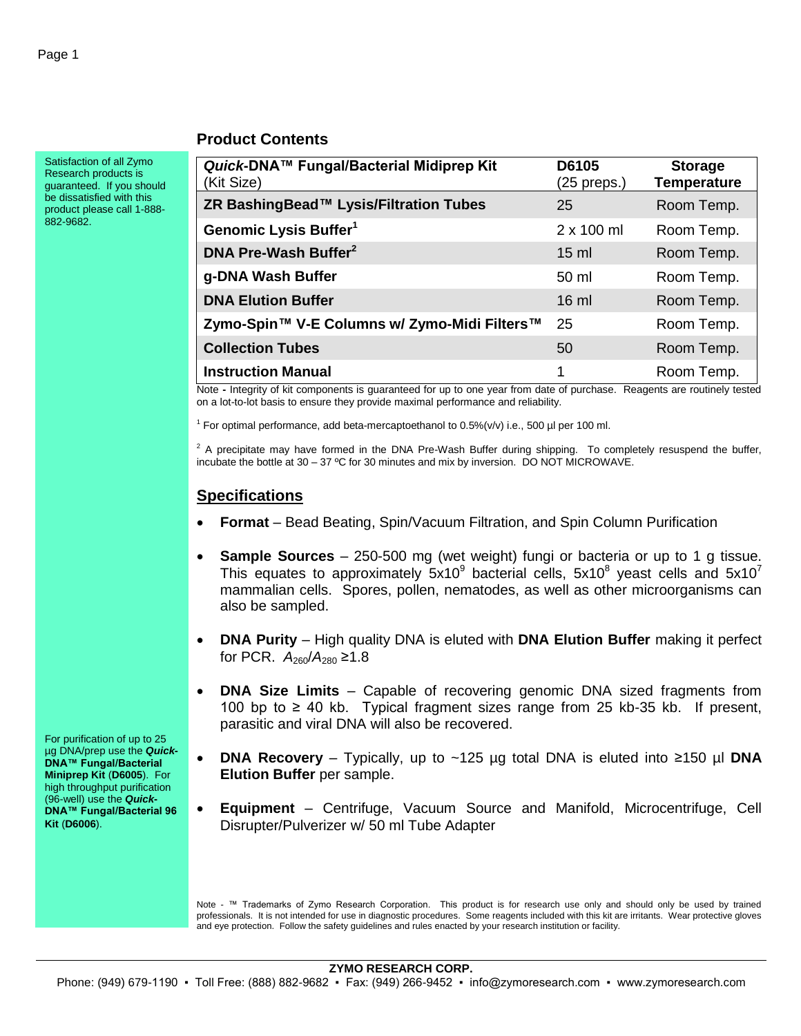Satisfaction of all Zymo Research products is guaranteed. If you should be dissatisfied with this product please call 1-888-882-9682.

## Product Contents

| ***Quick*-DNA™ Fungal/Bacterial Midiprep Kit** (Kit Size) | **D6105** (25 preps.) | **Storage Temperature** |
|---|---|---|
| **ZR BashingBead™ Lysis/Filtration Tubes** | 25 | Room Temp. |
| **Genomic Lysis Buffer**[1] | 2 x 100 ml | Room Temp. |
| **DNA Pre-Wash Buffer**[2] | 15 ml | Room Temp. |
| **g-DNA Wash Buffer** | 50 ml | Room Temp. |
| **DNA Elution Buffer** | 16 ml | Room Temp. |
| **Zymo-Spin™ V-E Columns w/ Zymo-Midi Filters™** | 25 | Room Temp. |
| **Collection Tubes** | 50 | Room Temp. |
| **Instruction Manual** | 1 | Room Temp. |

Note - Integrity of kit components is guaranteed for up to one year from date of purchase. Reagents are routinely tested on a lot-to-lot basis to ensure they provide maximal performance and reliability.

[1] For optimal performance, add beta-mercaptoethanol to 0.5%(v/v) i.e., 500 µl per 100 ml.

[2] A precipitate may have formed in the DNA Pre-Wash Buffer during shipping. To completely resuspend the buffer, incubate the bottle at 30 – 37 ºC for 30 minutes and mix by inversion. DO NOT MICROWAVE.

## Specifications

- **Format** – Bead Beating, Spin/Vacuum Filtration, and Spin Column Purification
- **Sample Sources** – 250-500 mg (wet weight) fungi or bacteria or up to 1 g tissue. This equates to approximately $5x10^9$ bacterial cells, $5x10^8$ yeast cells and $5x10^7$ mammalian cells. Spores, pollen, nematodes, as well as other microorganisms can also be sampled.
- **DNA Purity** – High quality DNA is eluted with **DNA Elution Buffer** making it perfect for PCR. $A_{260}/A_{280}$ ≥1.8
- **DNA Size Limits** – Capable of recovering genomic DNA sized fragments from 100 bp to ≥ 40 kb. Typical fragment sizes range from 25 kb-35 kb. If present, parasitic and viral DNA will also be recovered.
- **DNA Recovery** – Typically, up to ~125 µg total DNA is eluted into ≥150 µl **DNA Elution Buffer** per sample.
- **Equipment** – Centrifuge, Vacuum Source and Manifold, Microcentrifuge, Cell Disrupter/Pulverizer w/ 50 ml Tube Adapter

For purification of up to 25 µg DNA/prep use the ***Quick*-DNA™ Fungal/Bacterial Miniprep Kit** (**D6005**). For high throughput purification (96-well) use the ***Quick*-DNA™ Fungal/Bacterial 96 Kit** (**D6006**).

Note - ™ Trademarks of Zymo Research Corporation. This product is for research use only and should only be used by trained professionals. It is not intended for use in diagnostic procedures. Some reagents included with this kit are irritants. Wear protective gloves and eye protection. Follow the safety guidelines and rules enacted by your research institution or facility.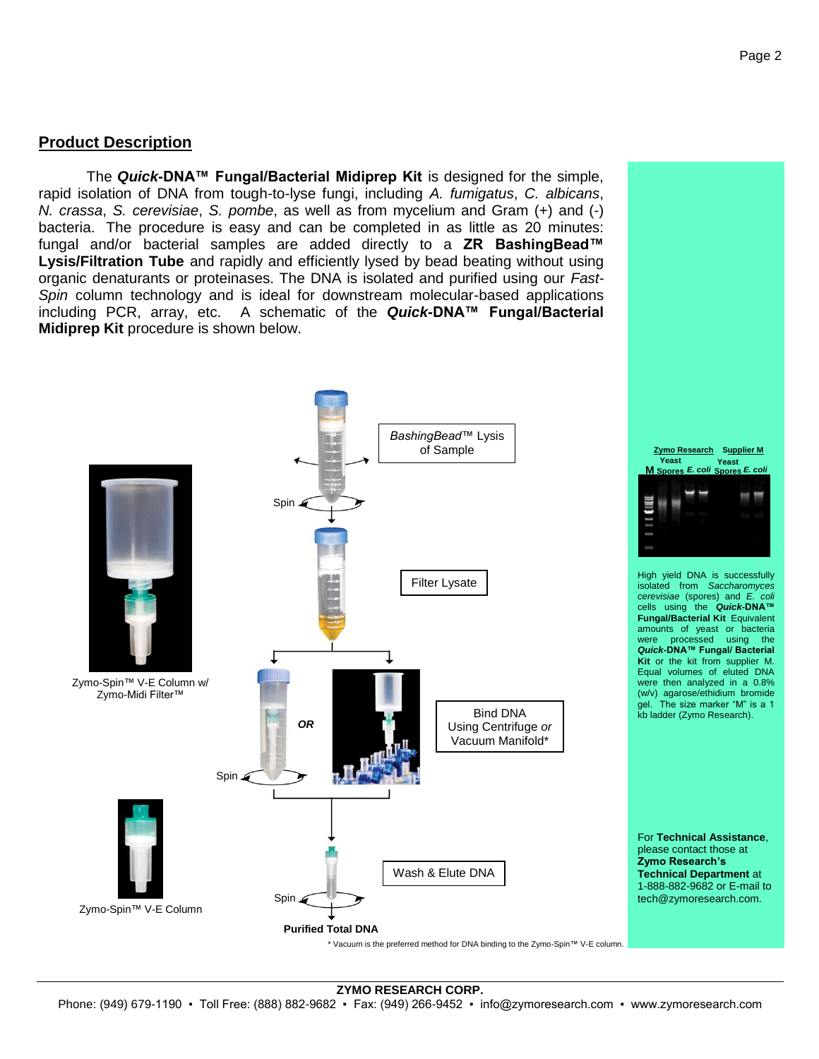## Product Description

The ***Quick*-DNA™ Fungal/Bacterial Midiprep Kit** is designed for the simple, rapid isolation of DNA from tough-to-lyse fungi, including *A. fumigatus*, *C. albicans*, *N. crassa*, *S. cerevisiae*, *S. pombe*, as well as from mycelium and Gram (+) and (-) bacteria. The procedure is easy and can be completed in as little as 20 minutes: fungal and/or bacterial samples are added directly to a **ZR BashingBead™ Lysis/Filtration Tube** and rapidly and efficiently lysed by bead beating without using organic denaturants or proteinases. The DNA is isolated and purified using our *Fast-Spin* column technology and is ideal for downstream molecular-based applications including PCR, array, etc. A schematic of the ***Quick*-DNA™ Fungal/Bacterial Midiprep Kit** procedure is shown below.

*BashingBead™* Lysis of Sample

Spin

Filter Lysate

Zymo-Spin™ V-E Column w/ Zymo-Midi Filter™

Spin

*OR*

Bind DNA Using Centrifuge *or* Vacuum Manifold*

Zymo-Spin™ V-E Column

Wash & Elute DNA

Spin

**Purified Total DNA**

\* Vacuum is the preferred method for DNA binding to the Zymo-Spin™ V-E column.

Zymo Research | Supplier M
M | Yeast Spores | *E. coli* | Yeast Spores | *E. coli*

High yield DNA is successfully isolated from *Saccharomyces cerevisiae* (spores) and *E. coli* cells using the ***Quick*-DNA™ Fungal/Bacterial Kit** Equivalent amounts of yeast or bacteria were processed using the ***Quick*-DNA™ Fungal/ Bacterial Kit** or the kit from supplier M. Equal volumes of eluted DNA were then analyzed in a 0.8% (w/v) agarose/ethidium bromide gel. The size marker "M" is a 1 kb ladder (Zymo Research).

For **Technical Assistance**, please contact those at **Zymo Research's Technical Department** at 1-888-882-9682 or E-mail to tech@zymoresearch.com.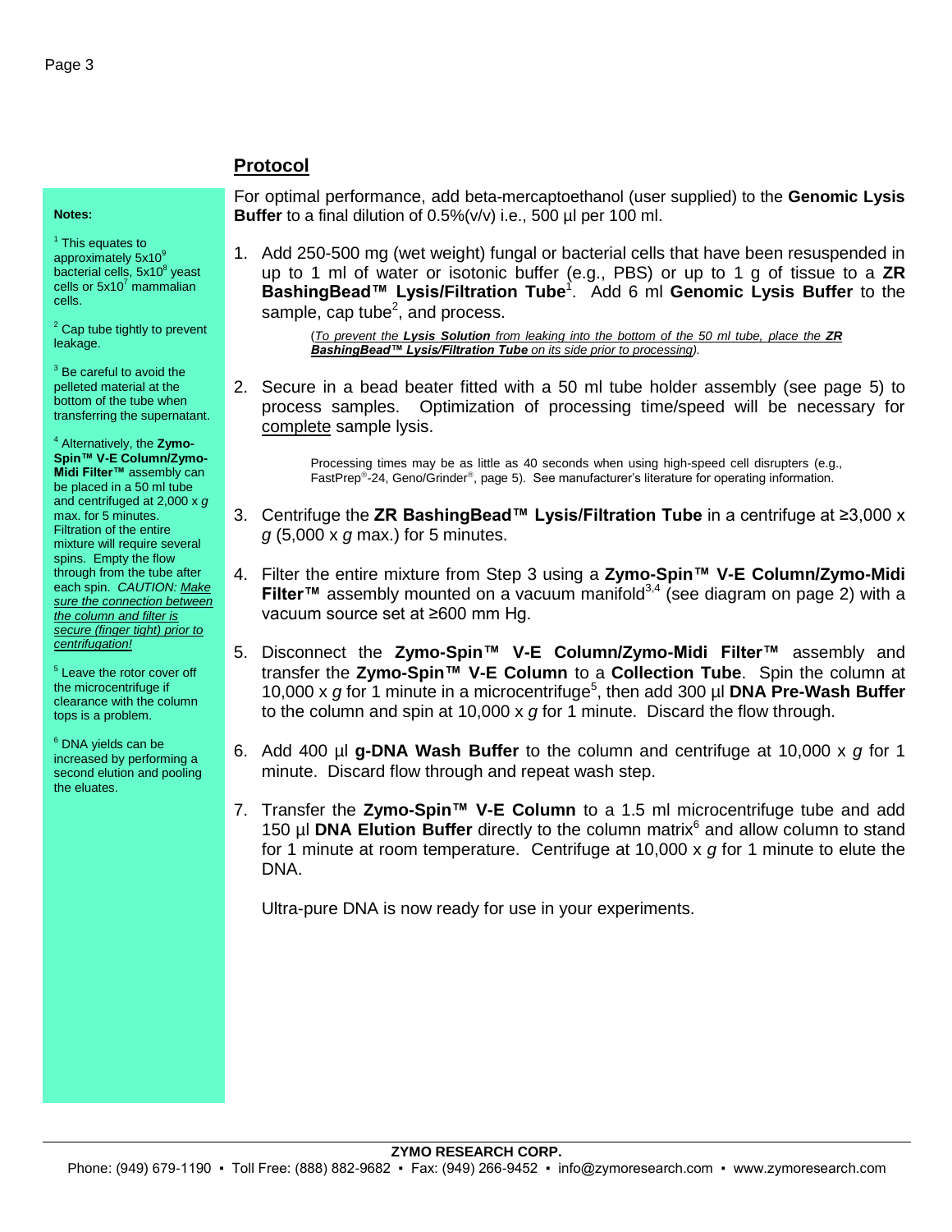## Protocol

For optimal performance, add beta-mercaptoethanol (user supplied) to the **Genomic Lysis Buffer** to a final dilution of 0.5%(v/v) i.e., 500 µl per 100 ml.

1. Add 250-500 mg (wet weight) fungal or bacterial cells that have been resuspended in up to 1 ml of water or isotonic buffer (e.g., PBS) or up to 1 g of tissue to a **ZR BashingBead™ Lysis/Filtration Tube**[1]. Add 6 ml **Genomic Lysis Buffer** to the sample, cap tube[2], and process.

   (*To prevent the **Lysis Solution** from leaking into the bottom of the 50 ml tube, place the **ZR BashingBead™ Lysis/Filtration Tube** on its side prior to processing*).

2. Secure in a bead beater fitted with a 50 ml tube holder assembly (see page 5) to process samples. Optimization of processing time/speed will be necessary for complete sample lysis.

   Processing times may be as little as 40 seconds when using high-speed cell disrupters (e.g., FastPrep®-24, Geno/Grinder®, page 5). See manufacturer's literature for operating information.

3. Centrifuge the **ZR BashingBead™ Lysis/Filtration Tube** in a centrifuge at ≥3,000 x *g* (5,000 x *g* max.) for 5 minutes.

4. Filter the entire mixture from Step 3 using a **Zymo-Spin™ V-E Column/Zymo-Midi Filter™** assembly mounted on a vacuum manifold[3,4] (see diagram on page 2) with a vacuum source set at ≥600 mm Hg.

5. Disconnect the **Zymo-Spin™ V-E Column/Zymo-Midi Filter™** assembly and transfer the **Zymo-Spin™ V-E Column** to a **Collection Tube**. Spin the column at 10,000 x *g* for 1 minute in a microcentrifuge[5], then add 300 µl **DNA Pre-Wash Buffer** to the column and spin at 10,000 x *g* for 1 minute. Discard the flow through.

6. Add 400 µl **g-DNA Wash Buffer** to the column and centrifuge at 10,000 x *g* for 1 minute. Discard flow through and repeat wash step.

7. Transfer the **Zymo-Spin™ V-E Column** to a 1.5 ml microcentrifuge tube and add 150 µl **DNA Elution Buffer** directly to the column matrix[6] and allow column to stand for 1 minute at room temperature. Centrifuge at 10,000 x *g* for 1 minute to elute the DNA.

   Ultra-pure DNA is now ready for use in your experiments.

**Notes:**

[1] This equates to approximately $5x10^9$ bacterial cells, $5x10^8$ yeast cells or $5x10^7$ mammalian cells.

[2] Cap tube tightly to prevent leakage.

[3] Be careful to avoid the pelleted material at the bottom of the tube when transferring the supernatant.

[4] Alternatively, the **Zymo-Spin™ V-E Column/Zymo-Midi Filter™** assembly can be placed in a 50 ml tube and centrifuged at 2,000 x *g* max. for 5 minutes. Filtration of the entire mixture will require several spins. Empty the flow through from the tube after each spin. *CAUTION: Make sure the connection between the column and filter is secure (finger tight) prior to centrifugation!*

[5] Leave the rotor cover off the microcentrifuge if clearance with the column tops is a problem.

[6] DNA yields can be increased by performing a second elution and pooling the eluates.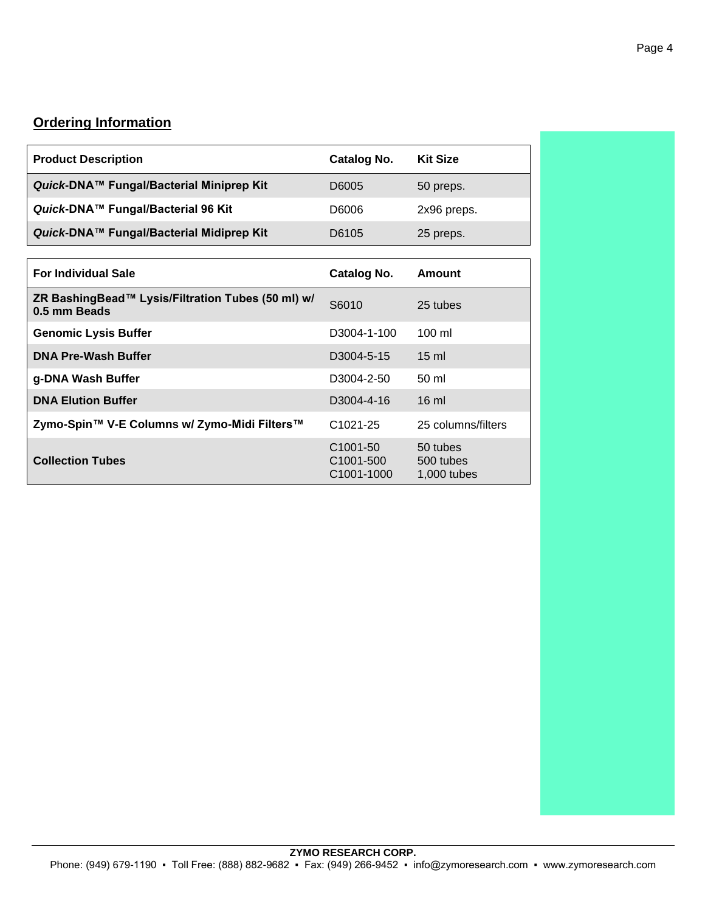## Ordering Information

| Product Description | Catalog No. | Kit Size |
|---|---|---|
| ***Quick*-DNA™ Fungal/Bacterial Miniprep Kit** | D6005 | 50 preps. |
| ***Quick*-DNA™ Fungal/Bacterial 96 Kit** | D6006 | 2x96 preps. |
| ***Quick*-DNA™ Fungal/Bacterial Midiprep Kit** | D6105 | 25 preps. |

| For Individual Sale | Catalog No. | Amount |
|---|---|---|
| **ZR BashingBead™ Lysis/Filtration Tubes (50 ml) w/ 0.5 mm Beads** | S6010 | 25 tubes |
| **Genomic Lysis Buffer** | D3004-1-100 | 100 ml |
| **DNA Pre-Wash Buffer** | D3004-5-15 | 15 ml |
| **g-DNA Wash Buffer** | D3004-2-50 | 50 ml |
| **DNA Elution Buffer** | D3004-4-16 | 16 ml |
| **Zymo-Spin™ V-E Columns w/ Zymo-Midi Filters™** | C1021-25 | 25 columns/filters |
| **Collection Tubes** | C1001-50<br>C1001-500<br>C1001-1000 | 50 tubes<br>500 tubes<br>1,000 tubes |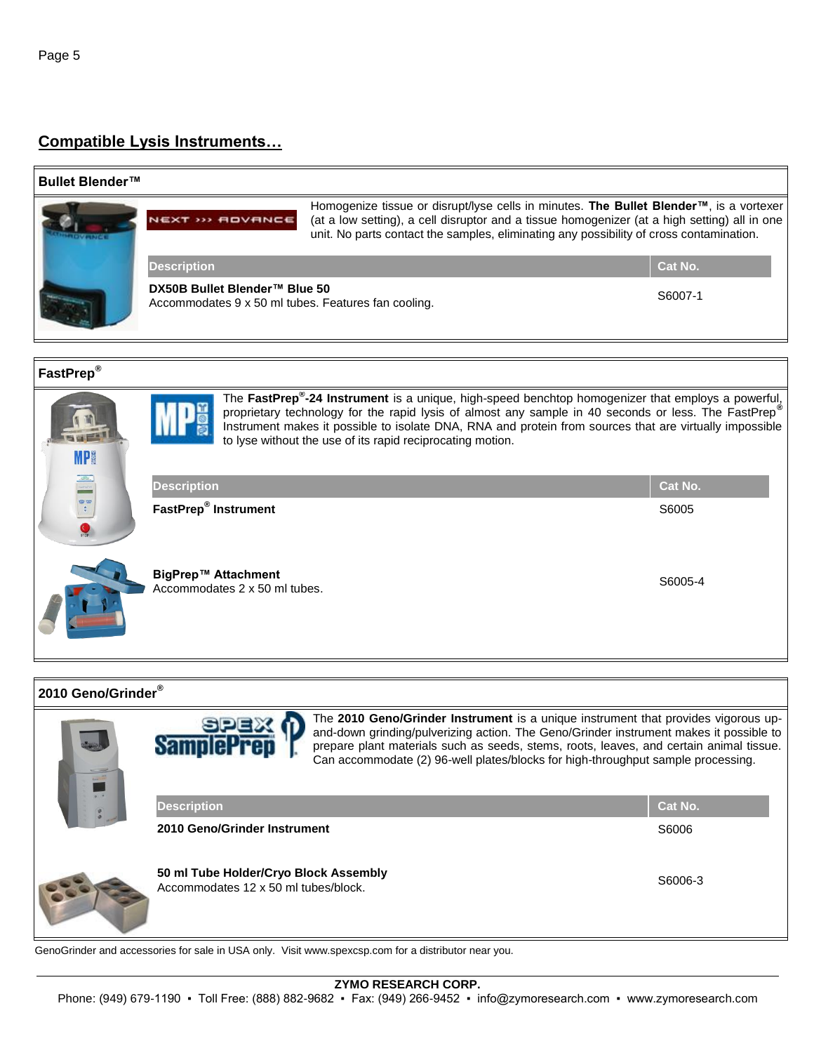## Compatible Lysis Instruments…

### Bullet Blender™

Homogenize tissue or disrupt/lyse cells in minutes. **The Bullet Blender™**, is a vortexer (at a low setting), a cell disruptor and a tissue homogenizer (at a high setting) all in one unit. No parts contact the samples, eliminating any possibility of cross contamination.

| Description | Cat No. |
|---|---|
| **DX50B Bullet Blender™ Blue 50**<br>Accommodates 9 x 50 ml tubes. Features fan cooling. | S6007-1 |

### FastPrep®

The **FastPrep®-24 Instrument** is a unique, high-speed benchtop homogenizer that employs a powerful, proprietary technology for the rapid lysis of almost any sample in 40 seconds or less. The FastPrep® Instrument makes it possible to isolate DNA, RNA and protein from sources that are virtually impossible to lyse without the use of its rapid reciprocating motion.

| Description | Cat No. |
|---|---|
| **FastPrep® Instrument** | S6005 |
| **BigPrep™ Attachment**<br>Accommodates 2 x 50 ml tubes. | S6005-4 |

### 2010 Geno/Grinder®

The **2010 Geno/Grinder Instrument** is a unique instrument that provides vigorous up-and-down grinding/pulverizing action. The Geno/Grinder instrument makes it possible to prepare plant materials such as seeds, stems, roots, leaves, and certain animal tissue. Can accommodate (2) 96-well plates/blocks for high-throughput sample processing.

| Description | Cat No. |
|---|---|
| **2010 Geno/Grinder Instrument** | S6006 |
| **50 ml Tube Holder/Cryo Block Assembly**<br>Accommodates 12 x 50 ml tubes/block. | S6006-3 |

GenoGrinder and accessories for sale in USA only. Visit www.spexcsp.com for a distributor near you.

**ZYMO RESEARCH CORP.**
Phone: (949) 679-1190 ▪ Toll Free: (888) 882-9682 ▪ Fax: (949) 266-9452 ▪ info@zymoresearch.com ▪ www.zymoresearch.com